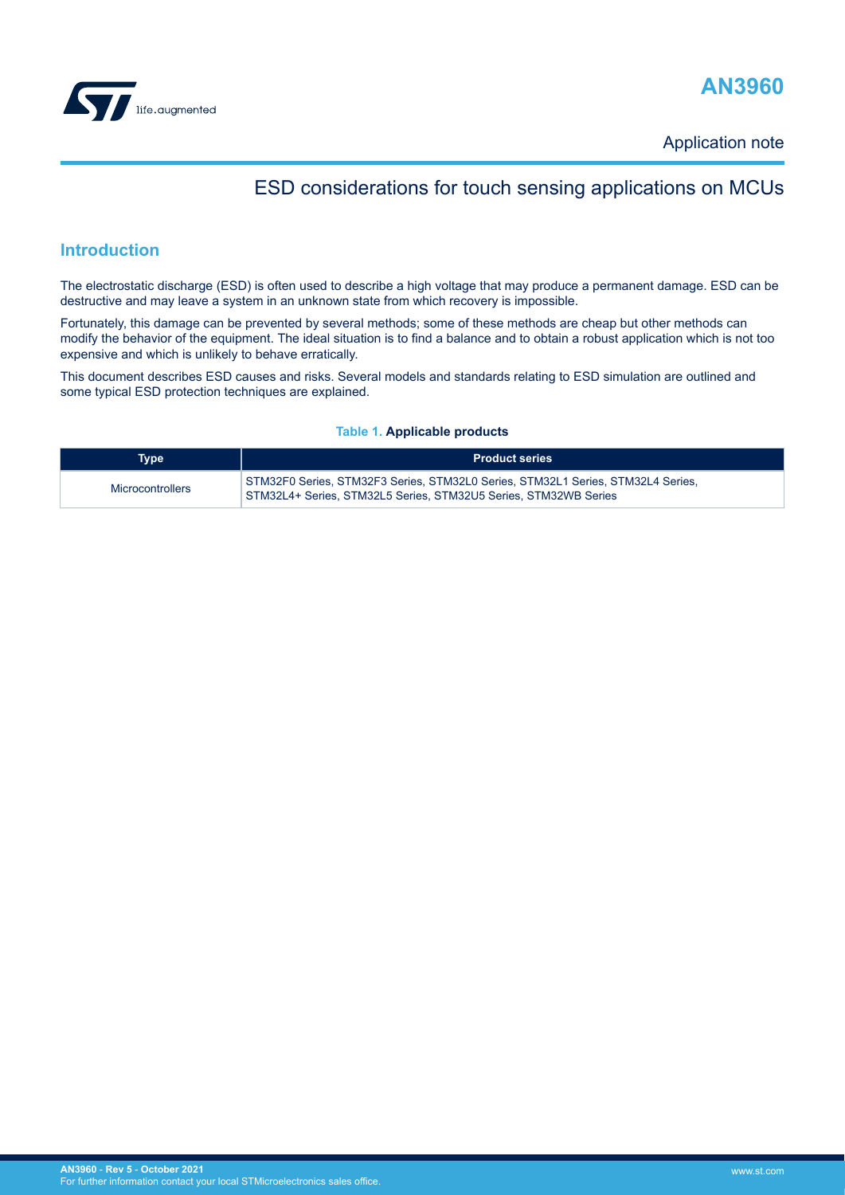# AN3960

Application note

## ESD considerations for touch sensing applications on MCUs

## Introduction

The electrostatic discharge (ESD) is often used to describe a high voltage that may produce a permanent damage. ESD can be destructive and may leave a system in an unknown state from which recovery is impossible.

Fortunately, this damage can be prevented by several methods; some of these methods are cheap but other methods can modify the behavior of the equipment. The ideal situation is to find a balance and to obtain a robust application which is not too expensive and which is unlikely to behave erratically.

This document describes ESD causes and risks. Several models and standards relating to ESD simulation are outlined and some typical ESD protection techniques are explained.

**Table 1. Applicable products**

| Type | Product series |
|---|---|
| Microcontrollers | STM32F0 Series, STM32F3 Series, STM32L0 Series, STM32L1 Series, STM32L4 Series, STM32L4+ Series, STM32L5 Series, STM32U5 Series, STM32WB Series |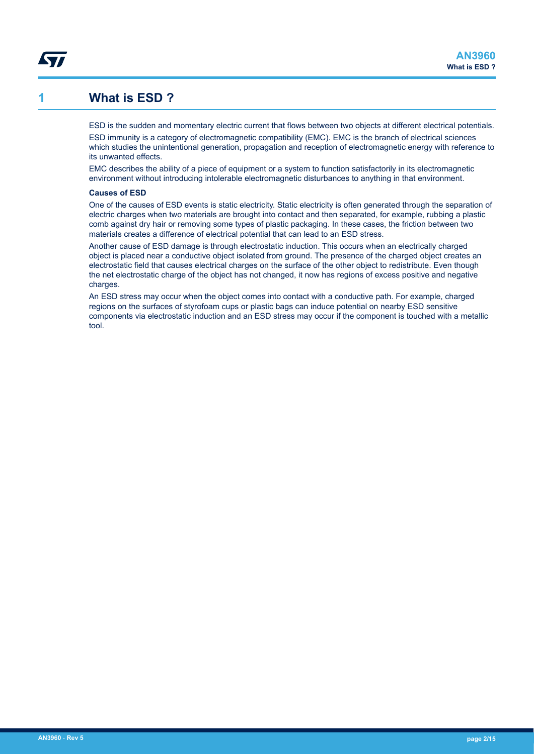# 1 What is ESD ?

ESD is the sudden and momentary electric current that flows between two objects at different electrical potentials.

ESD immunity is a category of electromagnetic compatibility (EMC). EMC is the branch of electrical sciences which studies the unintentional generation, propagation and reception of electromagnetic energy with reference to its unwanted effects.

EMC describes the ability of a piece of equipment or a system to function satisfactorily in its electromagnetic environment without introducing intolerable electromagnetic disturbances to anything in that environment.

**Causes of ESD**

One of the causes of ESD events is static electricity. Static electricity is often generated through the separation of electric charges when two materials are brought into contact and then separated, for example, rubbing a plastic comb against dry hair or removing some types of plastic packaging. In these cases, the friction between two materials creates a difference of electrical potential that can lead to an ESD stress.

Another cause of ESD damage is through electrostatic induction. This occurs when an electrically charged object is placed near a conductive object isolated from ground. The presence of the charged object creates an electrostatic field that causes electrical charges on the surface of the other object to redistribute. Even though the net electrostatic charge of the object has not changed, it now has regions of excess positive and negative charges.

An ESD stress may occur when the object comes into contact with a conductive path. For example, charged regions on the surfaces of styrofoam cups or plastic bags can induce potential on nearby ESD sensitive components via electrostatic induction and an ESD stress may occur if the component is touched with a metallic tool.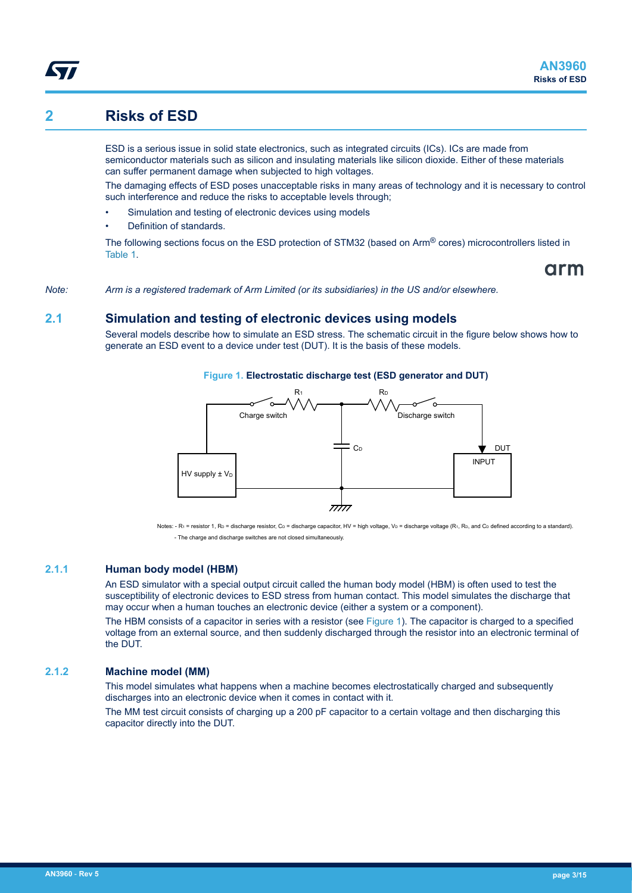# 2 Risks of ESD

ESD is a serious issue in solid state electronics, such as integrated circuits (ICs). ICs are made from semiconductor materials such as silicon and insulating materials like silicon dioxide. Either of these materials can suffer permanent damage when subjected to high voltages.

The damaging effects of ESD poses unacceptable risks in many areas of technology and it is necessary to control such interference and reduce the risks to acceptable levels through;

- Simulation and testing of electronic devices using models
- Definition of standards.

The following sections focus on the ESD protection of STM32 (based on Arm® cores) microcontrollers listed in Table 1.

*Note: Arm is a registered trademark of Arm Limited (or its subsidiaries) in the US and/or elsewhere.*

## 2.1 Simulation and testing of electronic devices using models

Several models describe how to simulate an ESD stress. The schematic circuit in the figure below shows how to generate an ESD event to a device under test (DUT). It is the basis of these models.

**Figure 1. Electrostatic discharge test (ESD generator and DUT)**

Notes: - $R_1$ = resistor 1, $R_D$ = discharge resistor, $C_D$ = discharge capacitor, HV = high voltage, $V_D$ = discharge voltage ($R_1$, $R_D$, and $C_D$ defined according to a standard).
- The charge and discharge switches are not closed simultaneously.

### 2.1.1 Human body model (HBM)

An ESD simulator with a special output circuit called the human body model (HBM) is often used to test the susceptibility of electronic devices to ESD stress from human contact. This model simulates the discharge that may occur when a human touches an electronic device (either a system or a component).

The HBM consists of a capacitor in series with a resistor (see Figure 1). The capacitor is charged to a specified voltage from an external source, and then suddenly discharged through the resistor into an electronic terminal of the DUT.

### 2.1.2 Machine model (MM)

This model simulates what happens when a machine becomes electrostatically charged and subsequently discharges into an electronic device when it comes in contact with it.

The MM test circuit consists of charging up a 200 pF capacitor to a certain voltage and then discharging this capacitor directly into the DUT.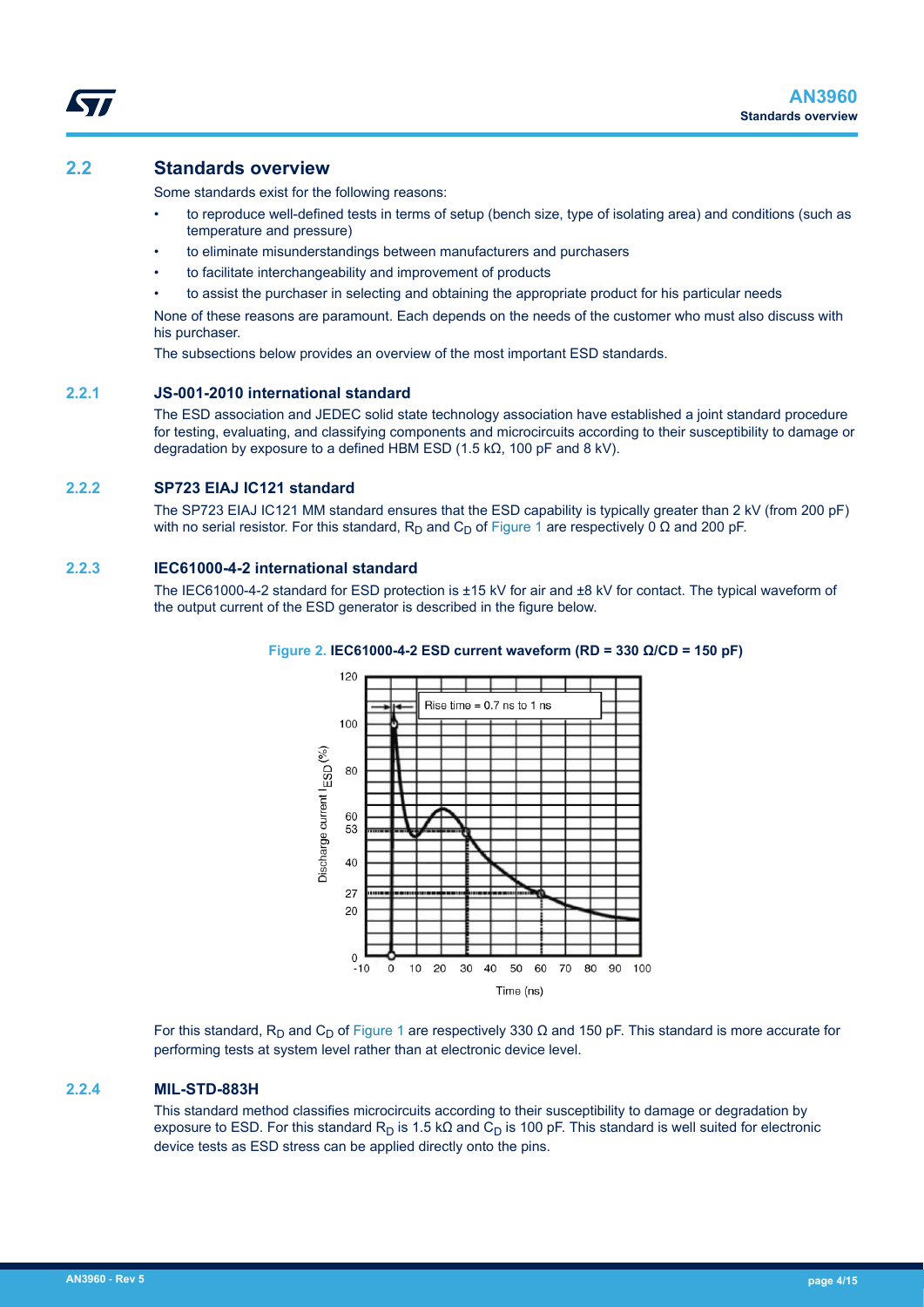## 2.2 Standards overview

Some standards exist for the following reasons:

- to reproduce well-defined tests in terms of setup (bench size, type of isolating area) and conditions (such as temperature and pressure)
- to eliminate misunderstandings between manufacturers and purchasers
- to facilitate interchangeability and improvement of products
- to assist the purchaser in selecting and obtaining the appropriate product for his particular needs

None of these reasons are paramount. Each depends on the needs of the customer who must also discuss with his purchaser.

The subsections below provides an overview of the most important ESD standards.

### 2.2.1 JS-001-2010 international standard

The ESD association and JEDEC solid state technology association have established a joint standard procedure for testing, evaluating, and classifying components and microcircuits according to their susceptibility to damage or degradation by exposure to a defined HBM ESD (1.5 kΩ, 100 pF and 8 kV).

### 2.2.2 SP723 EIAJ IC121 standard

The SP723 EIAJ IC121 MM standard ensures that the ESD capability is typically greater than 2 kV (from 200 pF) with no serial resistor. For this standard, $R_D$ and $C_D$ of Figure 1 are respectively 0 Ω and 200 pF.

### 2.2.3 IEC61000-4-2 international standard

The IEC61000-4-2 standard for ESD protection is ±15 kV for air and ±8 kV for contact. The typical waveform of the output current of the ESD generator is described in the figure below.

**Figure 2. IEC61000-4-2 ESD current waveform (RD = 330 Ω/CD = 150 pF)**

For this standard, $R_D$ and $C_D$ of Figure 1 are respectively 330 Ω and 150 pF. This standard is more accurate for performing tests at system level rather than at electronic device level.

### 2.2.4 MIL-STD-883H

This standard method classifies microcircuits according to their susceptibility to damage or degradation by exposure to ESD. For this standard $R_D$ is 1.5 kΩ and $C_D$ is 100 pF. This standard is well suited for electronic device tests as ESD stress can be applied directly onto the pins.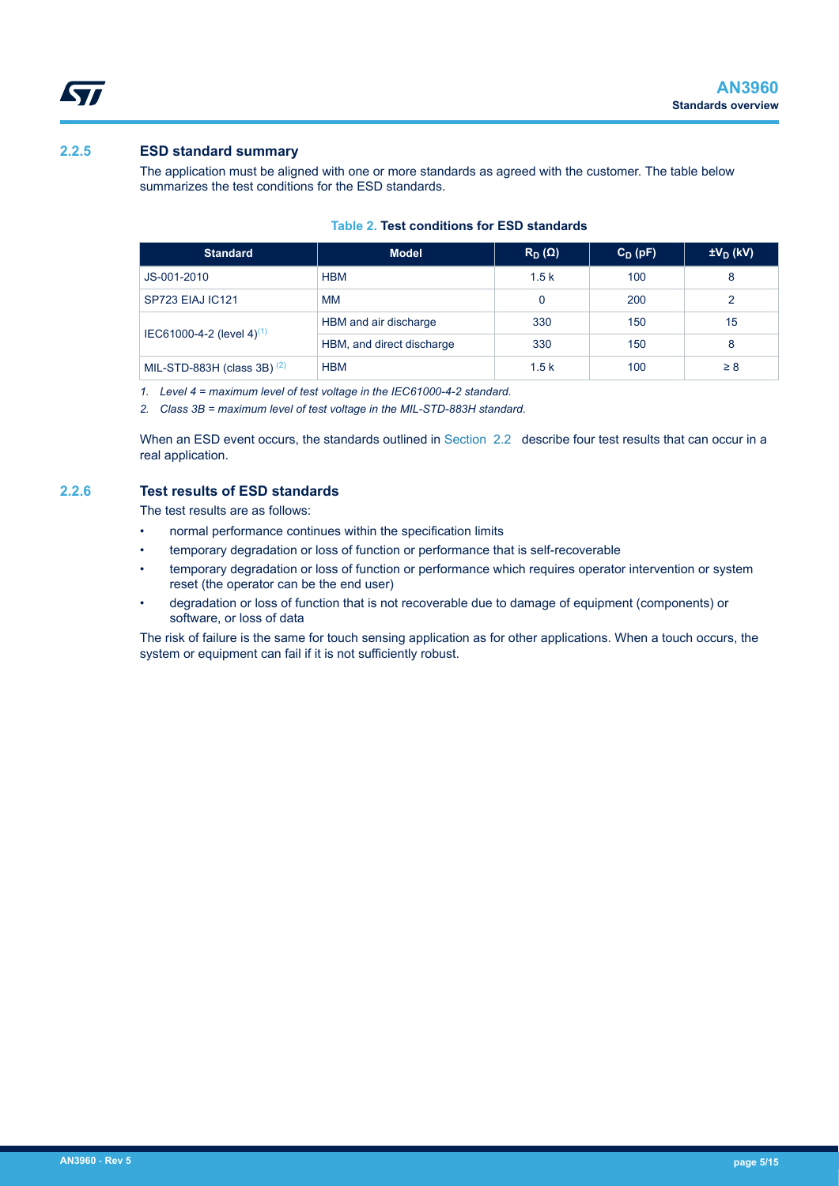### 2.2.5 ESD standard summary

The application must be aligned with one or more standards as agreed with the customer. The table below summarizes the test conditions for the ESD standards.

**Table 2. Test conditions for ESD standards**

| Standard | Model | $R_D$ (Ω) | $C_D$ (pF) | $\pm V_D$ (kV) |
|---|---|---|---|---|
| JS-001-2010 | HBM | 1.5 k | 100 | 8 |
| SP723 EIAJ IC121 | MM | 0 | 200 | 2 |
| IEC61000-4-2 (level 4)(1) | HBM and air discharge | 330 | 150 | 15 |
| | HBM, and direct discharge | 330 | 150 | 8 |
| MIL-STD-883H (class 3B) (2) | HBM | 1.5 k | 100 | ≥ 8 |

*1. Level 4 = maximum level of test voltage in the IEC61000-4-2 standard.*

*2. Class 3B = maximum level of test voltage in the MIL-STD-883H standard.*

When an ESD event occurs, the standards outlined in Section 2.2 describe four test results that can occur in a real application.

### 2.2.6 Test results of ESD standards

The test results are as follows:

- normal performance continues within the specification limits
- temporary degradation or loss of function or performance that is self-recoverable
- temporary degradation or loss of function or performance which requires operator intervention or system reset (the operator can be the end user)
- degradation or loss of function that is not recoverable due to damage of equipment (components) or software, or loss of data

The risk of failure is the same for touch sensing application as for other applications. When a touch occurs, the system or equipment can fail if it is not sufficiently robust.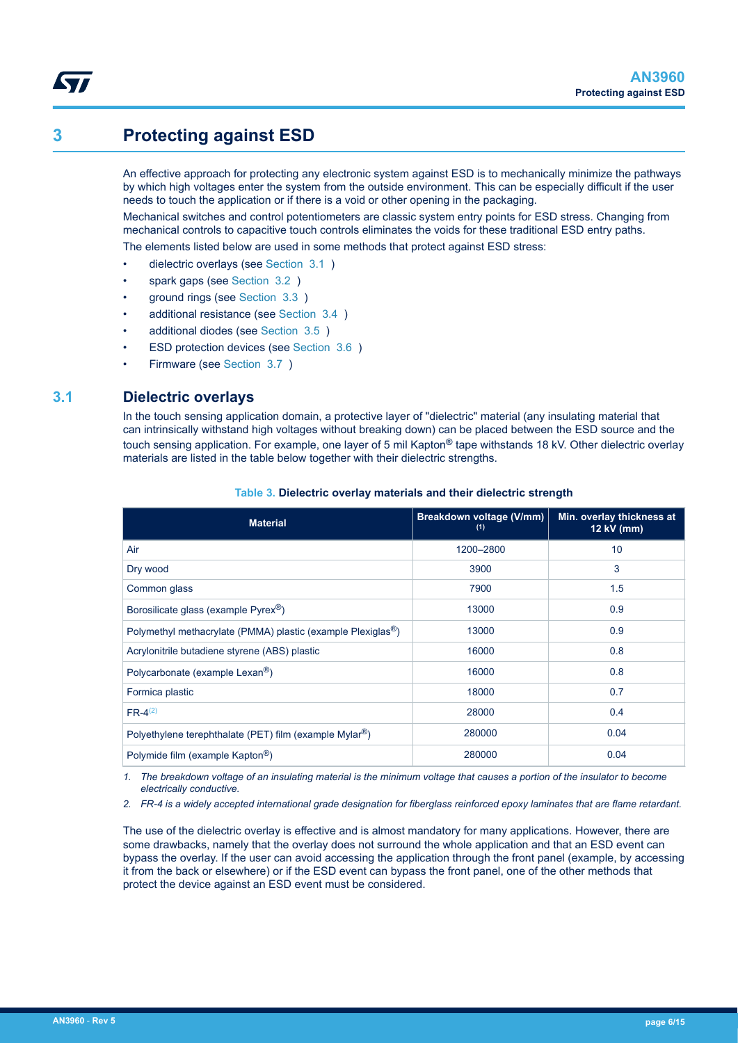# 3 Protecting against ESD

An effective approach for protecting any electronic system against ESD is to mechanically minimize the pathways by which high voltages enter the system from the outside environment. This can be especially difficult if the user needs to touch the application or if there is a void or other opening in the packaging.

Mechanical switches and control potentiometers are classic system entry points for ESD stress. Changing from mechanical controls to capacitive touch controls eliminates the voids for these traditional ESD entry paths.

The elements listed below are used in some methods that protect against ESD stress:

- dielectric overlays (see Section 3.1 )
- spark gaps (see Section 3.2 )
- ground rings (see Section 3.3 )
- additional resistance (see Section 3.4 )
- additional diodes (see Section 3.5 )
- ESD protection devices (see Section 3.6 )
- Firmware (see Section 3.7 )

## 3.1 Dielectric overlays

In the touch sensing application domain, a protective layer of "dielectric" material (any insulating material that can intrinsically withstand high voltages without breaking down) can be placed between the ESD source and the touch sensing application. For example, one layer of 5 mil Kapton® tape withstands 18 kV. Other dielectric overlay materials are listed in the table below together with their dielectric strengths.

**Table 3. Dielectric overlay materials and their dielectric strength**

| Material | Breakdown voltage (V/mm) (1) | Min. overlay thickness at 12 kV (mm) |
|---|---|---|
| Air | 1200–2800 | 10 |
| Dry wood | 3900 | 3 |
| Common glass | 7900 | 1.5 |
| Borosilicate glass (example Pyrex®) | 13000 | 0.9 |
| Polymethyl methacrylate (PMMA) plastic (example Plexiglas®) | 13000 | 0.9 |
| Acrylonitrile butadiene styrene (ABS) plastic | 16000 | 0.8 |
| Polycarbonate (example Lexan®) | 16000 | 0.8 |
| Formica plastic | 18000 | 0.7 |
| FR-4(2) | 28000 | 0.4 |
| Polyethylene terephthalate (PET) film (example Mylar®) | 280000 | 0.04 |
| Polymide film (example Kapton®) | 280000 | 0.04 |

1. *The breakdown voltage of an insulating material is the minimum voltage that causes a portion of the insulator to become electrically conductive.*
2. *FR-4 is a widely accepted international grade designation for fiberglass reinforced epoxy laminates that are flame retardant.*

The use of the dielectric overlay is effective and is almost mandatory for many applications. However, there are some drawbacks, namely that the overlay does not surround the whole application and that an ESD event can bypass the overlay. If the user can avoid accessing the application through the front panel (example, by accessing it from the back or elsewhere) or if the ESD event can bypass the front panel, one of the other methods that protect the device against an ESD event must be considered.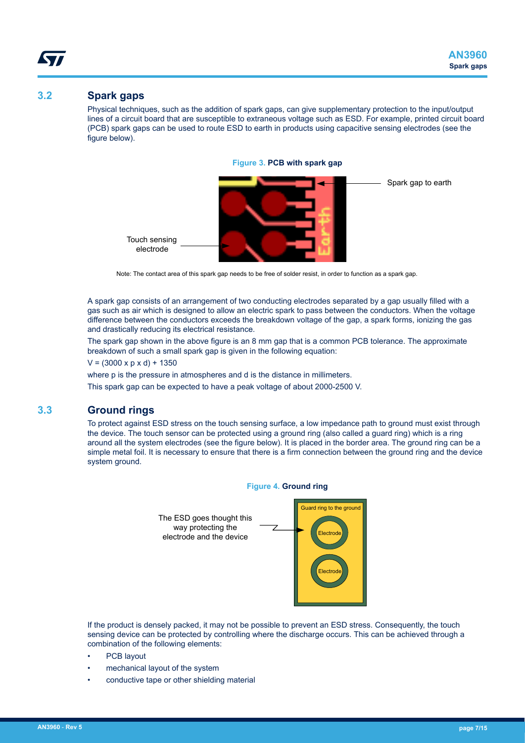## 3.2 Spark gaps

Physical techniques, such as the addition of spark gaps, can give supplementary protection to the input/output lines of a circuit board that are susceptible to extraneous voltage such as ESD. For example, printed circuit board (PCB) spark gaps can be used to route ESD to earth in products using capacitive sensing electrodes (see the figure below).

**Figure 3. PCB with spark gap**

Spark gap to earth

Touch sensing electrode

Note: The contact area of this spark gap needs to be free of solder resist, in order to function as a spark gap.

A spark gap consists of an arrangement of two conducting electrodes separated by a gap usually filled with a gas such as air which is designed to allow an electric spark to pass between the conductors. When the voltage difference between the conductors exceeds the breakdown voltage of the gap, a spark forms, ionizing the gas and drastically reducing its electrical resistance.

The spark gap shown in the above figure is an 8 mm gap that is a common PCB tolerance. The approximate breakdown of such a small spark gap is given in the following equation:

$V = (3000 \times p \times d) + 1350$

where p is the pressure in atmospheres and d is the distance in millimeters.

This spark gap can be expected to have a peak voltage of about 2000-2500 V.

## 3.3 Ground rings

To protect against ESD stress on the touch sensing surface, a low impedance path to ground must exist through the device. The touch sensor can be protected using a ground ring (also called a guard ring) which is a ring around all the system electrodes (see the figure below). It is placed in the border area. The ground ring can be a simple metal foil. It is necessary to ensure that there is a firm connection between the ground ring and the device system ground.

**Figure 4. Ground ring**

The ESD goes thought this way protecting the electrode and the device

Guard ring to the ground

Electrode

Electrode

If the product is densely packed, it may not be possible to prevent an ESD stress. Consequently, the touch sensing device can be protected by controlling where the discharge occurs. This can be achieved through a combination of the following elements:

- PCB layout
- mechanical layout of the system
- conductive tape or other shielding material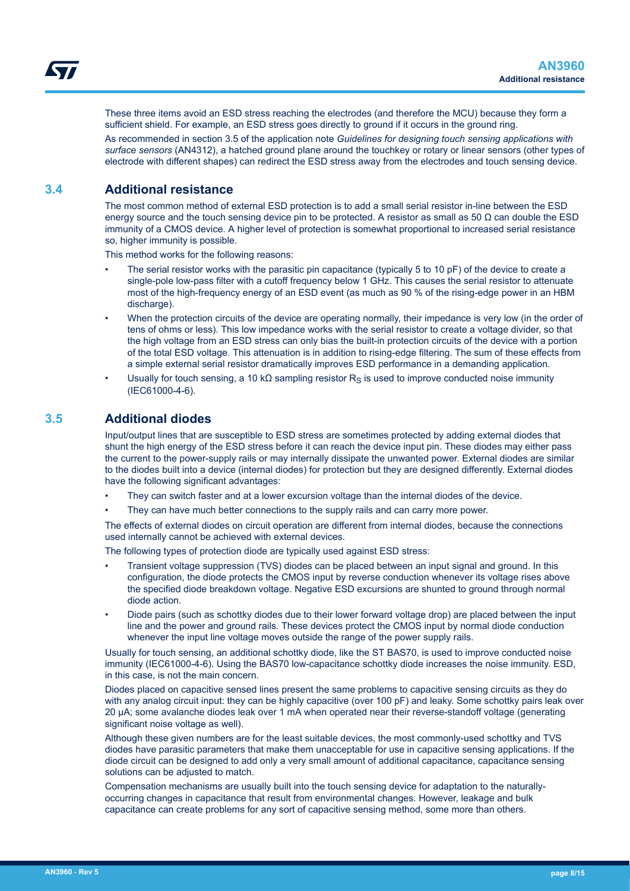These three items avoid an ESD stress reaching the electrodes (and therefore the MCU) because they form a sufficient shield. For example, an ESD stress goes directly to ground if it occurs in the ground ring.

As recommended in section 3.5 of the application note *Guidelines for designing touch sensing applications with surface sensors* (AN4312), a hatched ground plane around the touchkey or rotary or linear sensors (other types of electrode with different shapes) can redirect the ESD stress away from the electrodes and touch sensing device.

## 3.4 Additional resistance

The most common method of external ESD protection is to add a small serial resistor in-line between the ESD energy source and the touch sensing device pin to be protected. A resistor as small as 50 Ω can double the ESD immunity of a CMOS device. A higher level of protection is somewhat proportional to increased serial resistance so, higher immunity is possible.

This method works for the following reasons:

- The serial resistor works with the parasitic pin capacitance (typically 5 to 10 pF) of the device to create a single-pole low-pass filter with a cutoff frequency below 1 GHz. This causes the serial resistor to attenuate most of the high-frequency energy of an ESD event (as much as 90 % of the rising-edge power in an HBM discharge).
- When the protection circuits of the device are operating normally, their impedance is very low (in the order of tens of ohms or less). This low impedance works with the serial resistor to create a voltage divider, so that the high voltage from an ESD stress can only bias the built-in protection circuits of the device with a portion of the total ESD voltage. This attenuation is in addition to rising-edge filtering. The sum of these effects from a simple external serial resistor dramatically improves ESD performance in a demanding application.
- Usually for touch sensing, a 10 kΩ sampling resistor $R_S$ is used to improve conducted noise immunity (IEC61000-4-6).

## 3.5 Additional diodes

Input/output lines that are susceptible to ESD stress are sometimes protected by adding external diodes that shunt the high energy of the ESD stress before it can reach the device input pin. These diodes may either pass the current to the power-supply rails or may internally dissipate the unwanted power. External diodes are similar to the diodes built into a device (internal diodes) for protection but they are designed differently. External diodes have the following significant advantages:

- They can switch faster and at a lower excursion voltage than the internal diodes of the device.
- They can have much better connections to the supply rails and can carry more power.

The effects of external diodes on circuit operation are different from internal diodes, because the connections used internally cannot be achieved with external devices.

The following types of protection diode are typically used against ESD stress:

- Transient voltage suppression (TVS) diodes can be placed between an input signal and ground. In this configuration, the diode protects the CMOS input by reverse conduction whenever its voltage rises above the specified diode breakdown voltage. Negative ESD excursions are shunted to ground through normal diode action.
- Diode pairs (such as schottky diodes due to their lower forward voltage drop) are placed between the input line and the power and ground rails. These devices protect the CMOS input by normal diode conduction whenever the input line voltage moves outside the range of the power supply rails.

Usually for touch sensing, an additional schottky diode, like the ST BAS70, is used to improve conducted noise immunity (IEC61000-4-6). Using the BAS70 low-capacitance schottky diode increases the noise immunity. ESD, in this case, is not the main concern.

Diodes placed on capacitive sensed lines present the same problems to capacitive sensing circuits as they do with any analog circuit input: they can be highly capacitive (over 100 pF) and leaky. Some schottky pairs leak over 20 µA; some avalanche diodes leak over 1 mA when operated near their reverse-standoff voltage (generating significant noise voltage as well).

Although these given numbers are for the least suitable devices, the most commonly-used schottky and TVS diodes have parasitic parameters that make them unacceptable for use in capacitive sensing applications. If the diode circuit can be designed to add only a very small amount of additional capacitance, capacitance sensing solutions can be adjusted to match.

Compensation mechanisms are usually built into the touch sensing device for adaptation to the naturally-occurring changes in capacitance that result from environmental changes. However, leakage and bulk capacitance can create problems for any sort of capacitive sensing method, some more than others.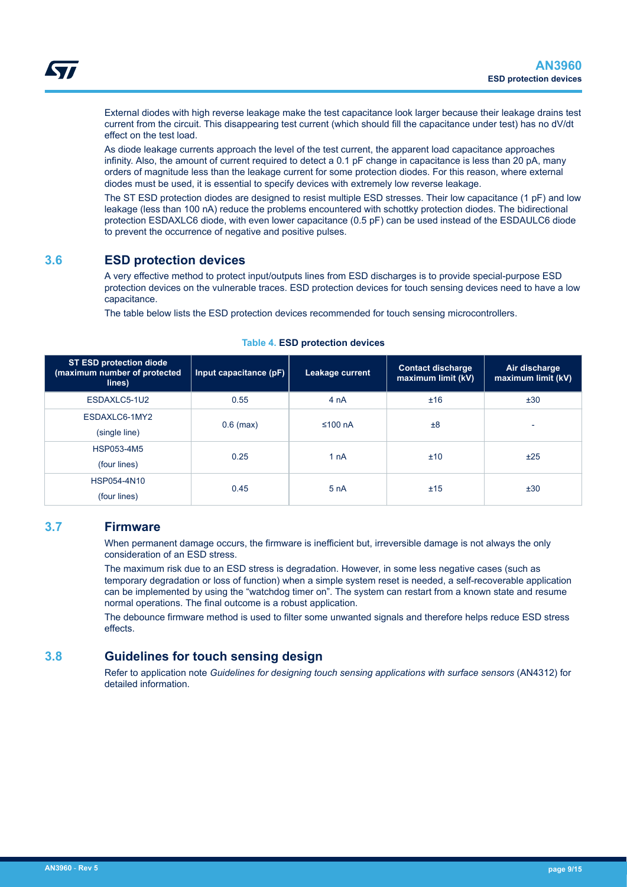External diodes with high reverse leakage make the test capacitance look larger because their leakage drains test current from the circuit. This disappearing test current (which should fill the capacitance under test) has no dV/dt effect on the test load.

As diode leakage currents approach the level of the test current, the apparent load capacitance approaches infinity. Also, the amount of current required to detect a 0.1 pF change in capacitance is less than 20 pA, many orders of magnitude less than the leakage current for some protection diodes. For this reason, where external diodes must be used, it is essential to specify devices with extremely low reverse leakage.

The ST ESD protection diodes are designed to resist multiple ESD stresses. Their low capacitance (1 pF) and low leakage (less than 100 nA) reduce the problems encountered with schottky protection diodes. The bidirectional protection ESDAXLC6 diode, with even lower capacitance (0.5 pF) can be used instead of the ESDAULC6 diode to prevent the occurrence of negative and positive pulses.

## 3.6 ESD protection devices

A very effective method to protect input/outputs lines from ESD discharges is to provide special-purpose ESD protection devices on the vulnerable traces. ESD protection devices for touch sensing devices need to have a low capacitance.

The table below lists the ESD protection devices recommended for touch sensing microcontrollers.

**Table 4. ESD protection devices**

| ST ESD protection diode (maximum number of protected lines) | Input capacitance (pF) | Leakage current | Contact discharge maximum limit (kV) | Air discharge maximum limit (kV) |
|---|---|---|---|---|
| ESDAXLC5-1U2 | 0.55 | 4 nA | ±16 | ±30 |
| ESDAXLC6-1MY2 (single line) | 0.6 (max) | ≤100 nA | ±8 | - |
| HSP053-4M5 (four lines) | 0.25 | 1 nA | ±10 | ±25 |
| HSP054-4N10 (four lines) | 0.45 | 5 nA | ±15 | ±30 |

## 3.7 Firmware

When permanent damage occurs, the firmware is inefficient but, irreversible damage is not always the only consideration of an ESD stress.

The maximum risk due to an ESD stress is degradation. However, in some less negative cases (such as temporary degradation or loss of function) when a simple system reset is needed, a self-recoverable application can be implemented by using the “watchdog timer on”. The system can restart from a known state and resume normal operations. The final outcome is a robust application.

The debounce firmware method is used to filter some unwanted signals and therefore helps reduce ESD stress effects.

## 3.8 Guidelines for touch sensing design

Refer to application note *Guidelines for designing touch sensing applications with surface sensors* (AN4312) for detailed information.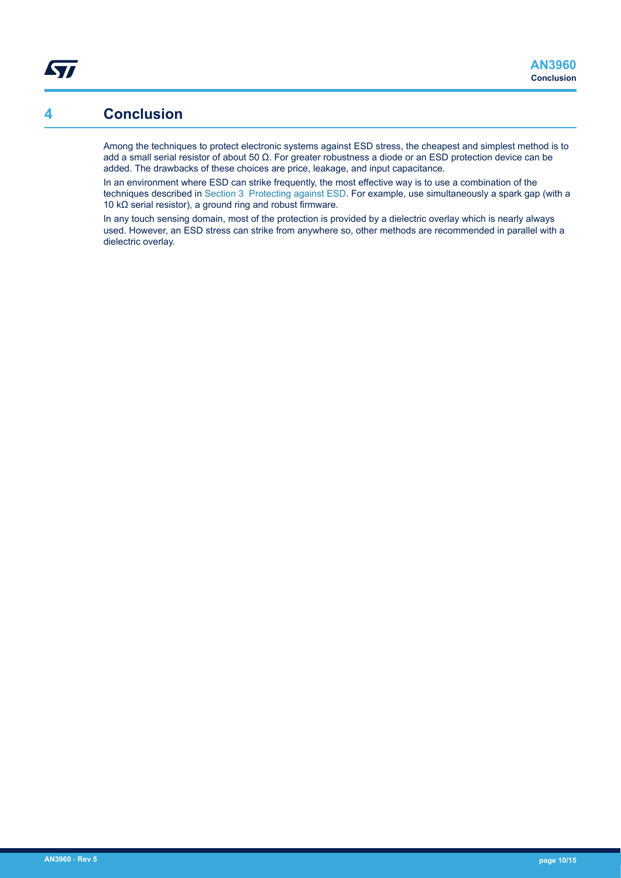# 4 Conclusion

Among the techniques to protect electronic systems against ESD stress, the cheapest and simplest method is to add a small serial resistor of about 50 Ω. For greater robustness a diode or an ESD protection device can be added. The drawbacks of these choices are price, leakage, and input capacitance.

In an environment where ESD can strike frequently, the most effective way is to use a combination of the techniques described in Section 3 Protecting against ESD. For example, use simultaneously a spark gap (with a 10 kΩ serial resistor), a ground ring and robust firmware.

In any touch sensing domain, most of the protection is provided by a dielectric overlay which is nearly always used. However, an ESD stress can strike from anywhere so, other methods are recommended in parallel with a dielectric overlay.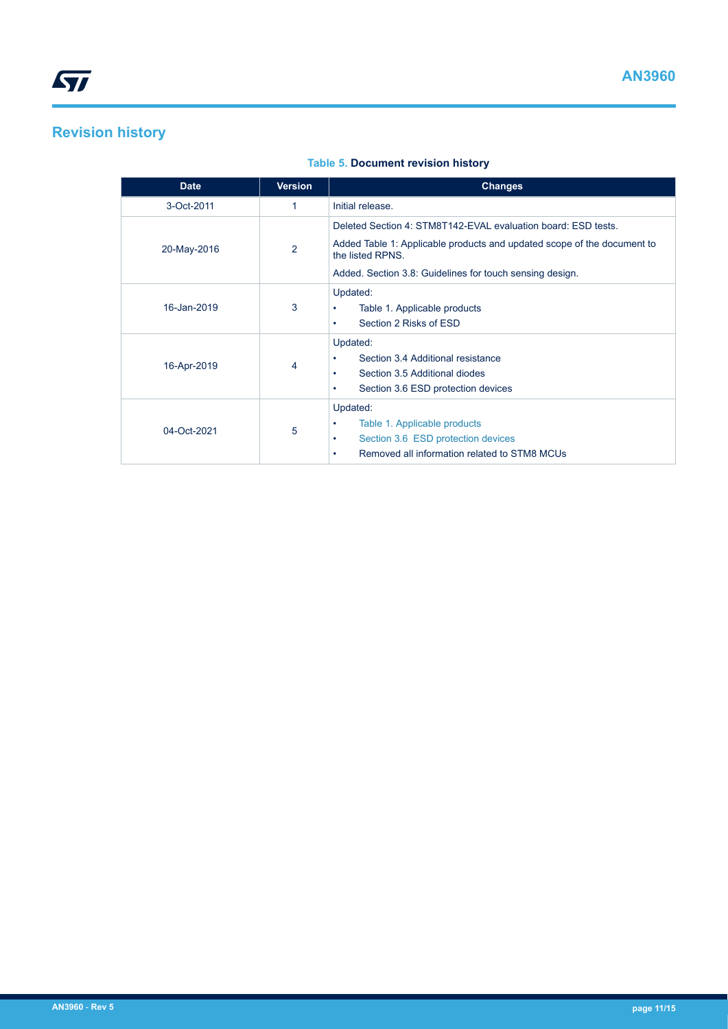# Revision history

**Table 5. Document revision history**

| Date | Version | Changes |
|---|---|---|
| 3-Oct-2011 | 1 | Initial release. |
| 20-May-2016 | 2 | Deleted Section 4: STM8T142-EVAL evaluation board: ESD tests.<br>Added Table 1: Applicable products and updated scope of the document to the listed RPNS.<br>Added. Section 3.8: Guidelines for touch sensing design. |
| 16-Jan-2019 | 3 | Updated:<br>• Table 1. Applicable products<br>• Section 2 Risks of ESD |
| 16-Apr-2019 | 4 | Updated:<br>• Section 3.4 Additional resistance<br>• Section 3.5 Additional diodes<br>• Section 3.6 ESD protection devices |
| 04-Oct-2021 | 5 | Updated:<br>• Table 1. Applicable products<br>• Section 3.6 ESD protection devices<br>• Removed all information related to STM8 MCUs |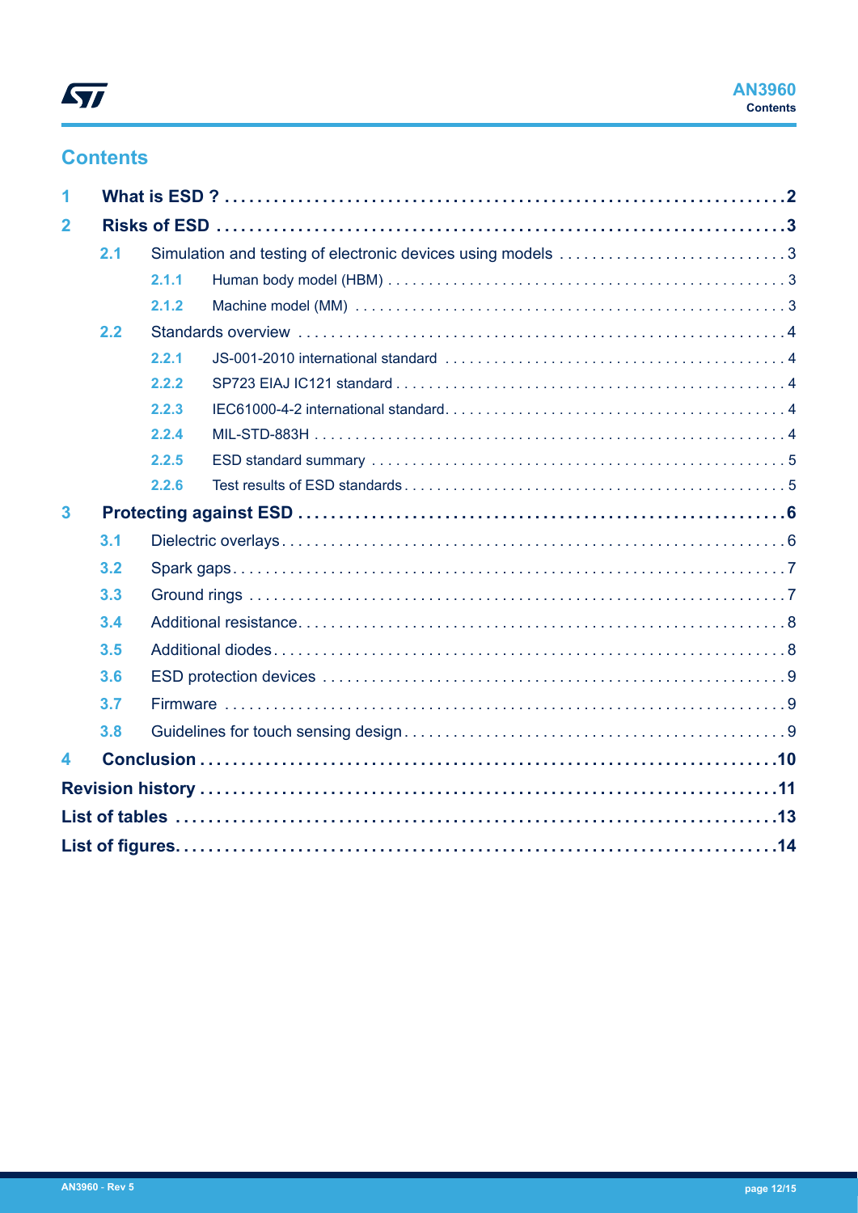## Contents

- **1 What is ESD ?** ... **2**
- **2 Risks of ESD** ... **3**
  - 2.1 Simulation and testing of electronic devices using models ... 3
    - 2.1.1 Human body model (HBM) ... 3
    - 2.1.2 Machine model (MM) ... 3
  - 2.2 Standards overview ... 4
    - 2.2.1 JS-001-2010 international standard ... 4
    - 2.2.2 SP723 EIAJ IC121 standard ... 4
    - 2.2.3 IEC61000-4-2 international standard ... 4
    - 2.2.4 MIL-STD-883H ... 4
    - 2.2.5 ESD standard summary ... 5
    - 2.2.6 Test results of ESD standards ... 5
- **3 Protecting against ESD** ... **6**
  - 3.1 Dielectric overlays ... 6
  - 3.2 Spark gaps ... 7
  - 3.3 Ground rings ... 7
  - 3.4 Additional resistance ... 8
  - 3.5 Additional diodes ... 8
  - 3.6 ESD protection devices ... 9
  - 3.7 Firmware ... 9
  - 3.8 Guidelines for touch sensing design ... 9
- **4 Conclusion** ... **10**
- **Revision history** ... **11**
- **List of tables** ... **13**
- **List of figures** ... **14**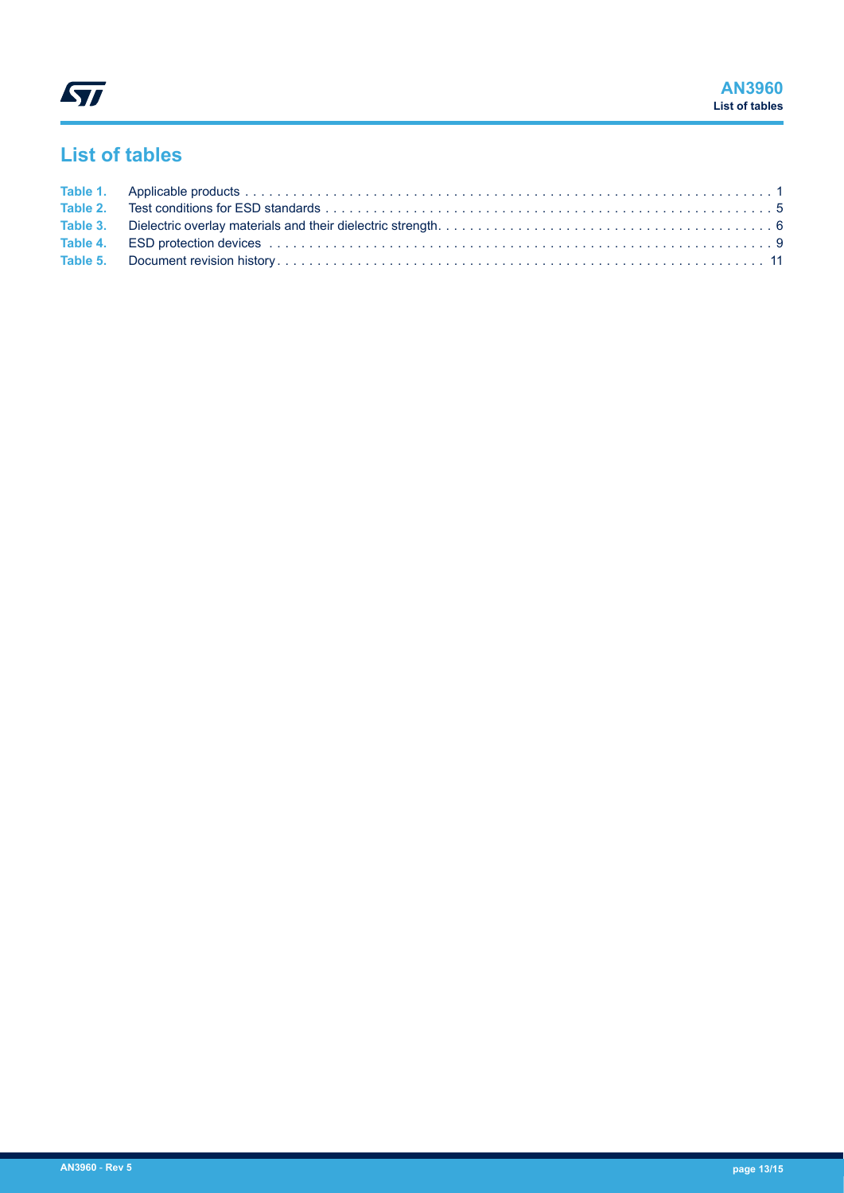# List of tables

Table 1. Applicable products . . . . . . . . . . . . . . . . . . . . . . . . . . . . . . . . . . . . . . . . . . . . . . . . . . . . . . . . . . . . . . . . 1
Table 2. Test conditions for ESD standards . . . . . . . . . . . . . . . . . . . . . . . . . . . . . . . . . . . . . . . . . . . . . . . . . . . . . . . 5
Table 3. Dielectric overlay materials and their dielectric strength. . . . . . . . . . . . . . . . . . . . . . . . . . . . . . . . . . . . . . . . . . 6
Table 4. ESD protection devices . . . . . . . . . . . . . . . . . . . . . . . . . . . . . . . . . . . . . . . . . . . . . . . . . . . . . . . . . . . . . 9
Table 5. Document revision history . . . . . . . . . . . . . . . . . . . . . . . . . . . . . . . . . . . . . . . . . . . . . . . . . . . . . . . . . . 11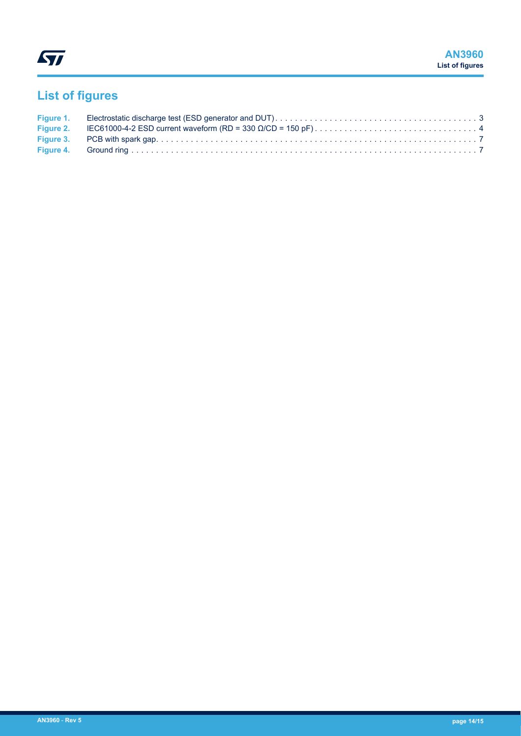# List of figures

Figure 1. Electrostatic discharge test (ESD generator and DUT) . . . . . . . . . . . . . . . . . . . . . . . . . . . . . . . . . . . . . . . . . 3
Figure 2. IEC61000-4-2 ESD current waveform (RD = 330 Ω/CD = 150 pF) . . . . . . . . . . . . . . . . . . . . . . . . . . . . . . . . . 4
Figure 3. PCB with spark gap. . . . . . . . . . . . . . . . . . . . . . . . . . . . . . . . . . . . . . . . . . . . . . . . . . . . . . . . . . . . . . . . . 7
Figure 4. Ground ring . . . . . . . . . . . . . . . . . . . . . . . . . . . . . . . . . . . . . . . . . . . . . . . . . . . . . . . . . . . . . . . . . . . . . . 7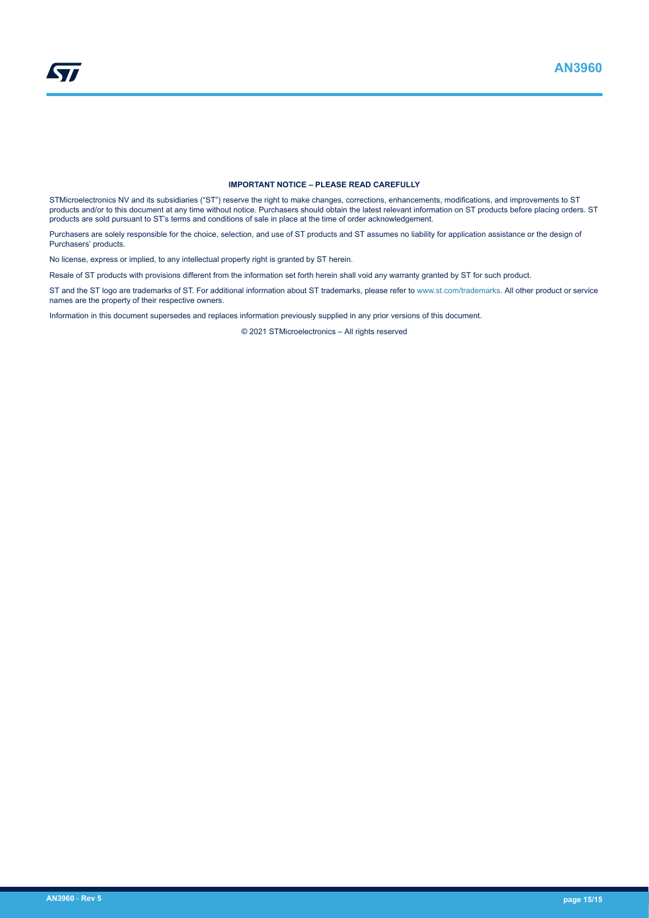**IMPORTANT NOTICE – PLEASE READ CAREFULLY**

STMicroelectronics NV and its subsidiaries ("ST") reserve the right to make changes, corrections, enhancements, modifications, and improvements to ST products and/or to this document at any time without notice. Purchasers should obtain the latest relevant information on ST products before placing orders. ST products are sold pursuant to ST's terms and conditions of sale in place at the time of order acknowledgement.

Purchasers are solely responsible for the choice, selection, and use of ST products and ST assumes no liability for application assistance or the design of Purchasers' products.

No license, express or implied, to any intellectual property right is granted by ST herein.

Resale of ST products with provisions different from the information set forth herein shall void any warranty granted by ST for such product.

ST and the ST logo are trademarks of ST. For additional information about ST trademarks, please refer to www.st.com/trademarks. All other product or service names are the property of their respective owners.

Information in this document supersedes and replaces information previously supplied in any prior versions of this document.

© 2021 STMicroelectronics – All rights reserved